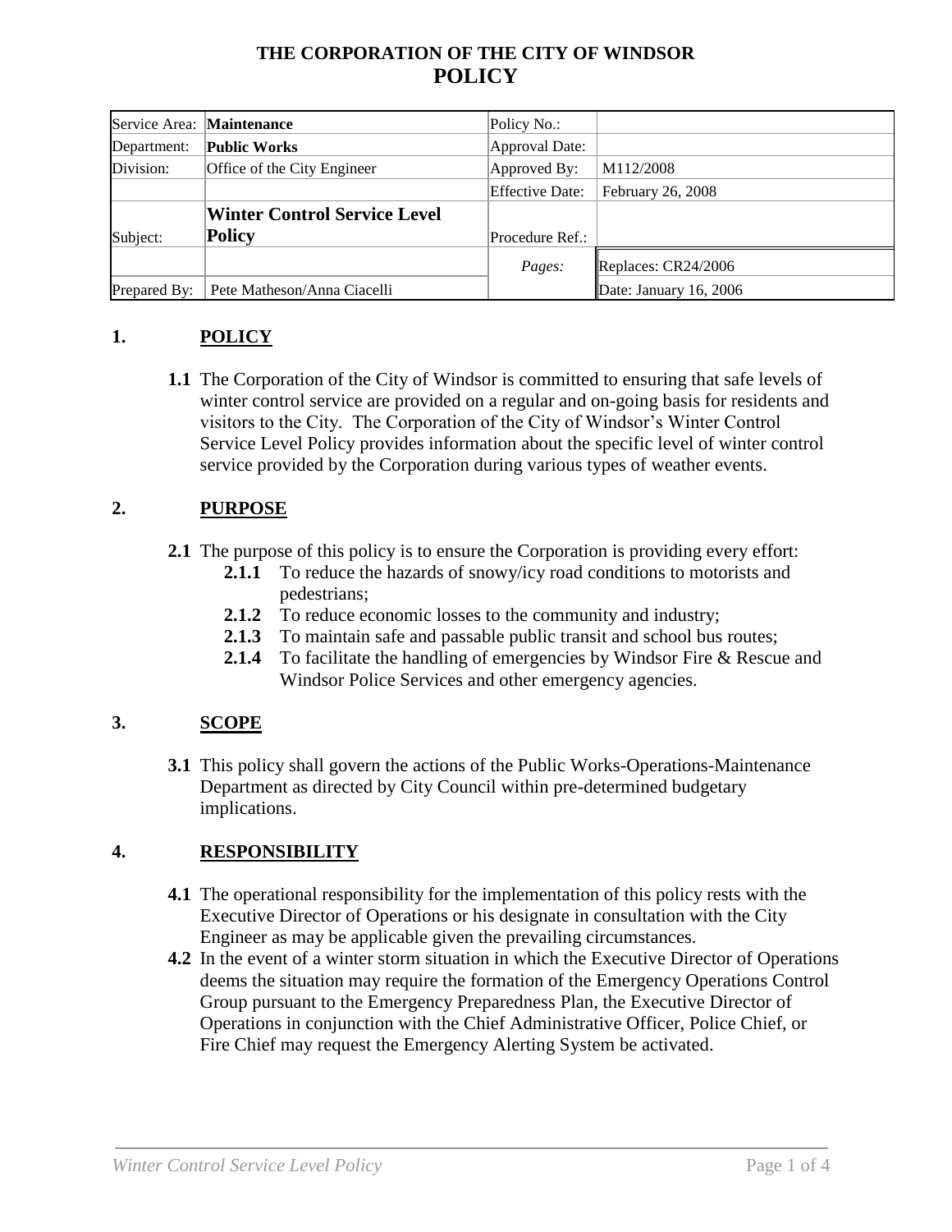# THE CORPORATION OF THE CITY OF WINDSOR
# POLICY

| Service Area: | **Maintenance** | Policy No.: | |
|---|---|---|---|
| Department: | **Public Works** | Approval Date: | |
| Division: | Office of the City Engineer | Approved By: | M112/2008 |
| | | Effective Date: | February 26, 2008 |
| Subject: | **Winter Control Service Level Policy** | Procedure Ref.: | |
| | | *Pages:* | Replaces: CR24/2006 |
| Prepared By: | Pete Matheson/Anna Ciacelli | | Date: January 16, 2006 |

## 1. POLICY

**1.1** The Corporation of the City of Windsor is committed to ensuring that safe levels of winter control service are provided on a regular and on-going basis for residents and visitors to the City. The Corporation of the City of Windsor's Winter Control Service Level Policy provides information about the specific level of winter control service provided by the Corporation during various types of weather events.

## 2. PURPOSE

**2.1** The purpose of this policy is to ensure the Corporation is providing every effort:

- **2.1.1** To reduce the hazards of snowy/icy road conditions to motorists and pedestrians;
- **2.1.2** To reduce economic losses to the community and industry;
- **2.1.3** To maintain safe and passable public transit and school bus routes;
- **2.1.4** To facilitate the handling of emergencies by Windsor Fire & Rescue and Windsor Police Services and other emergency agencies.

## 3. SCOPE

**3.1** This policy shall govern the actions of the Public Works-Operations-Maintenance Department as directed by City Council within pre-determined budgetary implications.

## 4. RESPONSIBILITY

**4.1** The operational responsibility for the implementation of this policy rests with the Executive Director of Operations or his designate in consultation with the City Engineer as may be applicable given the prevailing circumstances.

**4.2** In the event of a winter storm situation in which the Executive Director of Operations deems the situation may require the formation of the Emergency Operations Control Group pursuant to the Emergency Preparedness Plan, the Executive Director of Operations in conjunction with the Chief Administrative Officer, Police Chief, or Fire Chief may request the Emergency Alerting System be activated.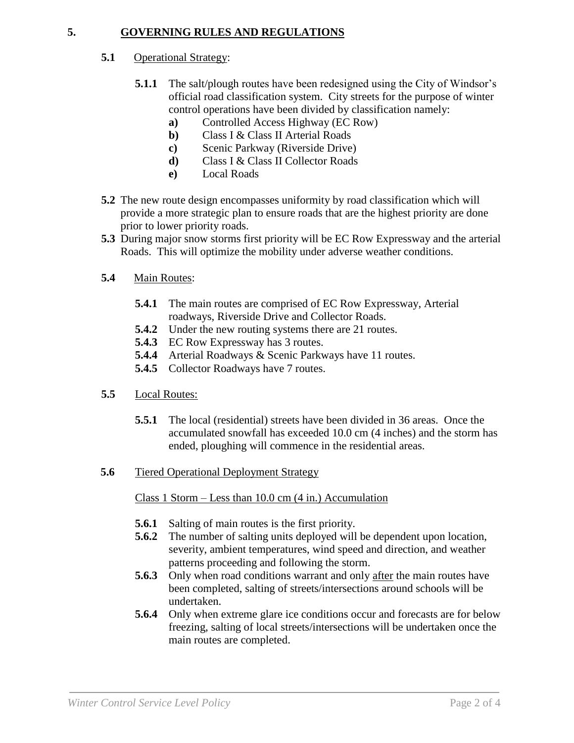## 5. GOVERNING RULES AND REGULATIONS

**5.1** Operational Strategy:

**5.1.1** The salt/plough routes have been redesigned using the City of Windsor's official road classification system. City streets for the purpose of winter control operations have been divided by classification namely:

- **a)** Controlled Access Highway (EC Row)
- **b)** Class I & Class II Arterial Roads
- **c)** Scenic Parkway (Riverside Drive)
- **d)** Class I & Class II Collector Roads
- **e)** Local Roads

**5.2** The new route design encompasses uniformity by road classification which will provide a more strategic plan to ensure roads that are the highest priority are done prior to lower priority roads.

**5.3** During major snow storms first priority will be EC Row Expressway and the arterial Roads. This will optimize the mobility under adverse weather conditions.

**5.4** Main Routes:

**5.4.1** The main routes are comprised of EC Row Expressway, Arterial roadways, Riverside Drive and Collector Roads.

**5.4.2** Under the new routing systems there are 21 routes.

**5.4.3** EC Row Expressway has 3 routes.

**5.4.4** Arterial Roadways & Scenic Parkways have 11 routes.

**5.4.5** Collector Roadways have 7 routes.

**5.5** Local Routes:

**5.5.1** The local (residential) streets have been divided in 36 areas. Once the accumulated snowfall has exceeded 10.0 cm (4 inches) and the storm has ended, ploughing will commence in the residential areas.

**5.6** Tiered Operational Deployment Strategy

Class 1 Storm – Less than 10.0 cm (4 in.) Accumulation

**5.6.1** Salting of main routes is the first priority.

**5.6.2** The number of salting units deployed will be dependent upon location, severity, ambient temperatures, wind speed and direction, and weather patterns proceeding and following the storm.

**5.6.3** Only when road conditions warrant and only after the main routes have been completed, salting of streets/intersections around schools will be undertaken.

**5.6.4** Only when extreme glare ice conditions occur and forecasts are for below freezing, salting of local streets/intersections will be undertaken once the main routes are completed.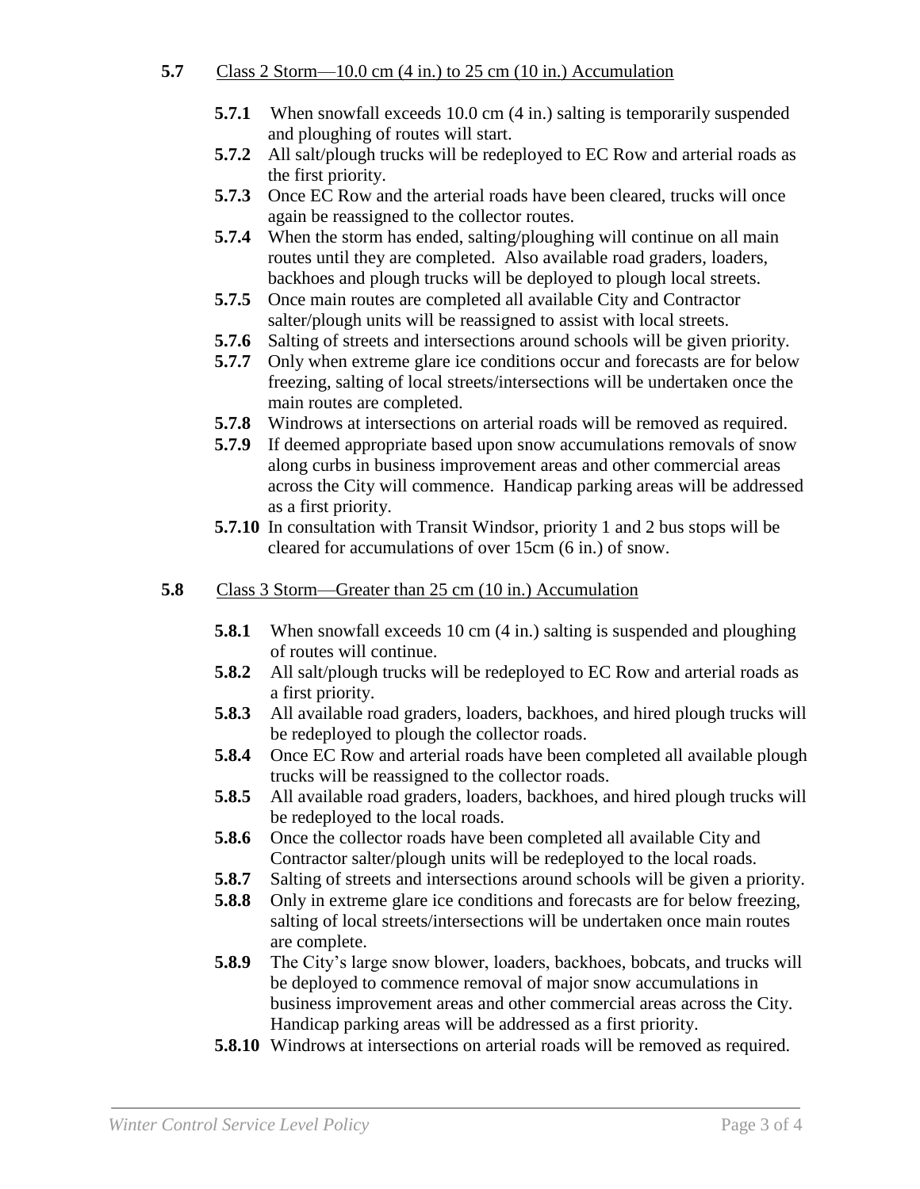**5.7** Class 2 Storm—10.0 cm (4 in.) to 25 cm (10 in.) Accumulation

- **5.7.1** When snowfall exceeds 10.0 cm (4 in.) salting is temporarily suspended and ploughing of routes will start.
- **5.7.2** All salt/plough trucks will be redeployed to EC Row and arterial roads as the first priority.
- **5.7.3** Once EC Row and the arterial roads have been cleared, trucks will once again be reassigned to the collector routes.
- **5.7.4** When the storm has ended, salting/ploughing will continue on all main routes until they are completed. Also available road graders, loaders, backhoes and plough trucks will be deployed to plough local streets.
- **5.7.5** Once main routes are completed all available City and Contractor salter/plough units will be reassigned to assist with local streets.
- **5.7.6** Salting of streets and intersections around schools will be given priority.
- **5.7.7** Only when extreme glare ice conditions occur and forecasts are for below freezing, salting of local streets/intersections will be undertaken once the main routes are completed.
- **5.7.8** Windrows at intersections on arterial roads will be removed as required.
- **5.7.9** If deemed appropriate based upon snow accumulations removals of snow along curbs in business improvement areas and other commercial areas across the City will commence. Handicap parking areas will be addressed as a first priority.
- **5.7.10** In consultation with Transit Windsor, priority 1 and 2 bus stops will be cleared for accumulations of over 15cm (6 in.) of snow.

**5.8** Class 3 Storm—Greater than 25 cm (10 in.) Accumulation

- **5.8.1** When snowfall exceeds 10 cm (4 in.) salting is suspended and ploughing of routes will continue.
- **5.8.2** All salt/plough trucks will be redeployed to EC Row and arterial roads as a first priority.
- **5.8.3** All available road graders, loaders, backhoes, and hired plough trucks will be redeployed to plough the collector roads.
- **5.8.4** Once EC Row and arterial roads have been completed all available plough trucks will be reassigned to the collector roads.
- **5.8.5** All available road graders, loaders, backhoes, and hired plough trucks will be redeployed to the local roads.
- **5.8.6** Once the collector roads have been completed all available City and Contractor salter/plough units will be redeployed to the local roads.
- **5.8.7** Salting of streets and intersections around schools will be given a priority.
- **5.8.8** Only in extreme glare ice conditions and forecasts are for below freezing, salting of local streets/intersections will be undertaken once main routes are complete.
- **5.8.9** The City's large snow blower, loaders, backhoes, bobcats, and trucks will be deployed to commence removal of major snow accumulations in business improvement areas and other commercial areas across the City. Handicap parking areas will be addressed as a first priority.
- **5.8.10** Windrows at intersections on arterial roads will be removed as required.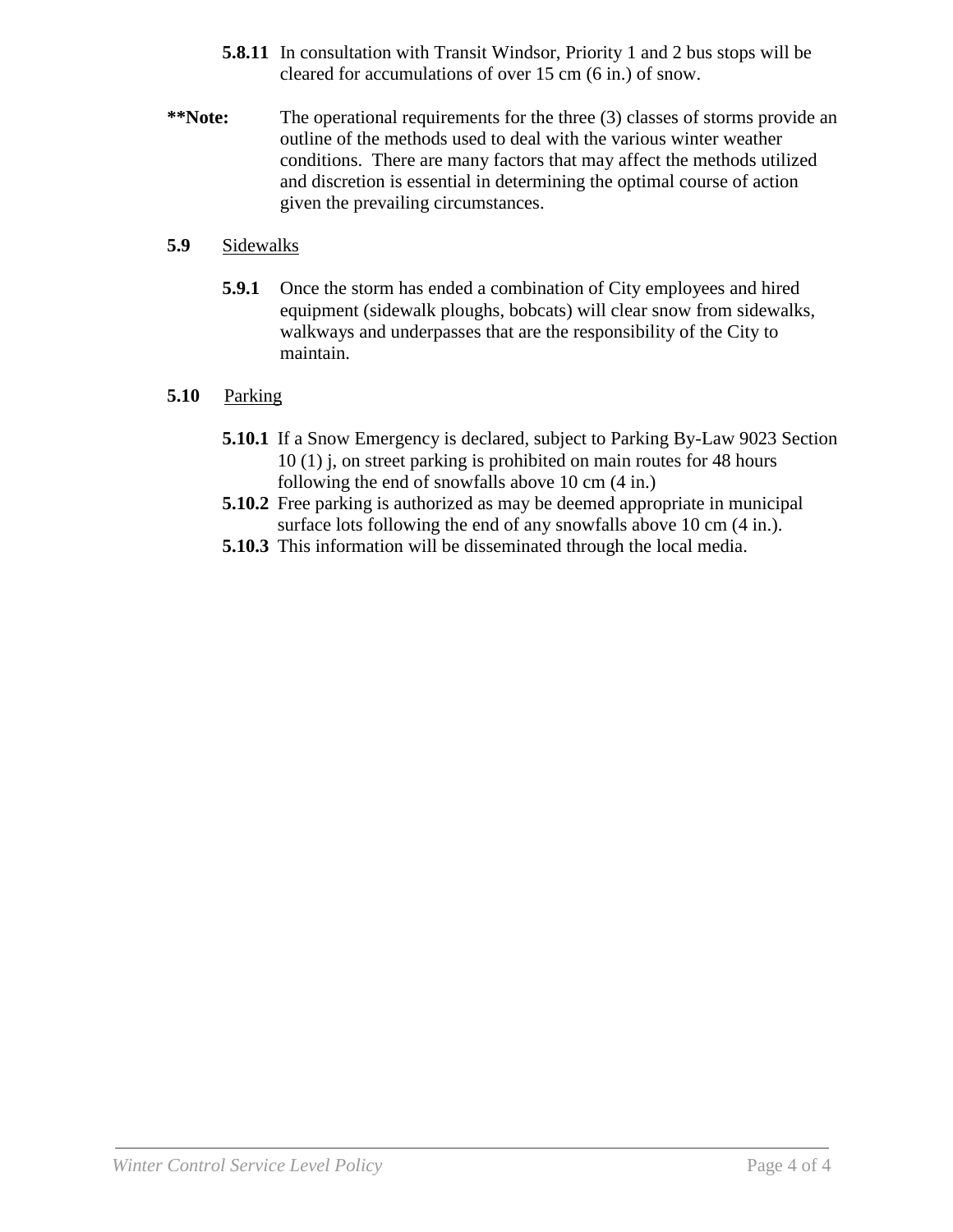**5.8.11** In consultation with Transit Windsor, Priority 1 and 2 bus stops will be cleared for accumulations of over 15 cm (6 in.) of snow.

**Note:** The operational requirements for the three (3) classes of storms provide an outline of the methods used to deal with the various winter weather conditions. There are many factors that may affect the methods utilized and discretion is essential in determining the optimal course of action given the prevailing circumstances.

**5.9** Sidewalks

**5.9.1** Once the storm has ended a combination of City employees and hired equipment (sidewalk ploughs, bobcats) will clear snow from sidewalks, walkways and underpasses that are the responsibility of the City to maintain.

**5.10** Parking

**5.10.1** If a Snow Emergency is declared, subject to Parking By-Law 9023 Section 10 (1) j, on street parking is prohibited on main routes for 48 hours following the end of snowfalls above 10 cm (4 in.)

**5.10.2** Free parking is authorized as may be deemed appropriate in municipal surface lots following the end of any snowfalls above 10 cm (4 in.).

**5.10.3** This information will be disseminated through the local media.